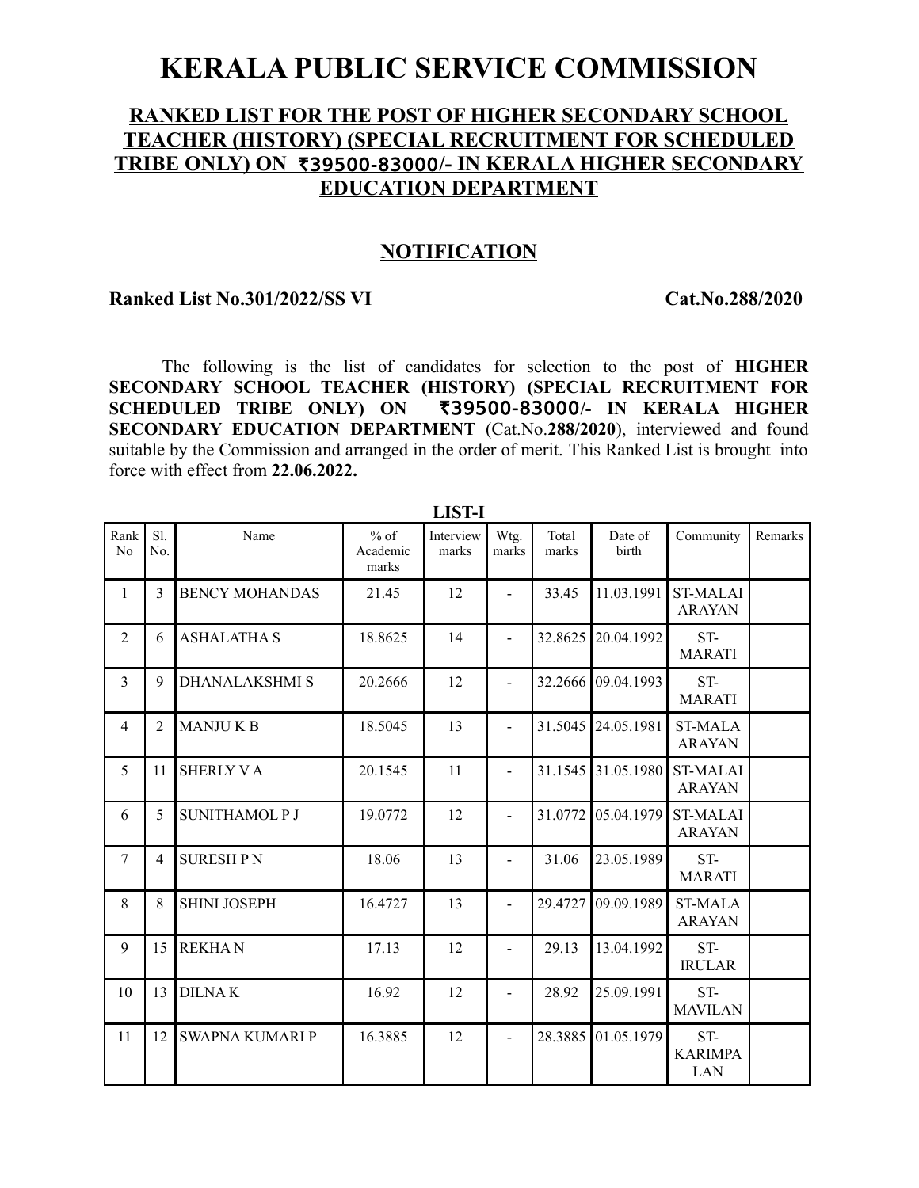# KERALA PUBLIC SERVICE COMMISSION

## RANKED LIST FOR THE POST OF HIGHER SECONDARY SCHOOL TEACHER (HISTORY) (SPECIAL RECRUITMENT FOR SCHEDULED TRIBE ONLY) ON ₹39500-83000/- IN KERALA HIGHER SECONDARY EDUCATION DEPARTMENT

## NOTIFICATION

**Ranked List No.301/2022/SS VI** **Cat.No.288/2020**

The following is the list of candidates for selection to the post of **HIGHER SECONDARY SCHOOL TEACHER (HISTORY) (SPECIAL RECRUITMENT FOR SCHEDULED TRIBE ONLY) ON ₹39500-83000/- IN KERALA HIGHER SECONDARY EDUCATION DEPARTMENT** (Cat.No.**288/2020**), interviewed and found suitable by the Commission and arranged in the order of merit. This Ranked List is brought into force with effect from **22.06.2022.**

**LIST-I**

| Rank No | Sl. No. | Name | % of Academic marks | Interview marks | Wtg. marks | Total marks | Date of birth | Community | Remarks |
|---|---|---|---|---|---|---|---|---|---|
| 1 | 3 | BENCY MOHANDAS | 21.45 | 12 | - | 33.45 | 11.03.1991 | ST-MALAI ARAYAN | |
| 2 | 6 | ASHALATHA S | 18.8625 | 14 | - | 32.8625 | 20.04.1992 | ST-MARATI | |
| 3 | 9 | DHANALAKSHMI S | 20.2666 | 12 | - | 32.2666 | 09.04.1993 | ST-MARATI | |
| 4 | 2 | MANJU K B | 18.5045 | 13 | - | 31.5045 | 24.05.1981 | ST-MALA ARAYAN | |
| 5 | 11 | SHERLY V A | 20.1545 | 11 | - | 31.1545 | 31.05.1980 | ST-MALAI ARAYAN | |
| 6 | 5 | SUNITHAMOL P J | 19.0772 | 12 | - | 31.0772 | 05.04.1979 | ST-MALAI ARAYAN | |
| 7 | 4 | SURESH P N | 18.06 | 13 | - | 31.06 | 23.05.1989 | ST-MARATI | |
| 8 | 8 | SHINI JOSEPH | 16.4727 | 13 | - | 29.4727 | 09.09.1989 | ST-MALA ARAYAN | |
| 9 | 15 | REKHA N | 17.13 | 12 | - | 29.13 | 13.04.1992 | ST-IRULAR | |
| 10 | 13 | DILNA K | 16.92 | 12 | - | 28.92 | 25.09.1991 | ST-MAVILAN | |
| 11 | 12 | SWAPNA KUMARI P | 16.3885 | 12 | - | 28.3885 | 01.05.1979 | ST-KARIMPALAN | |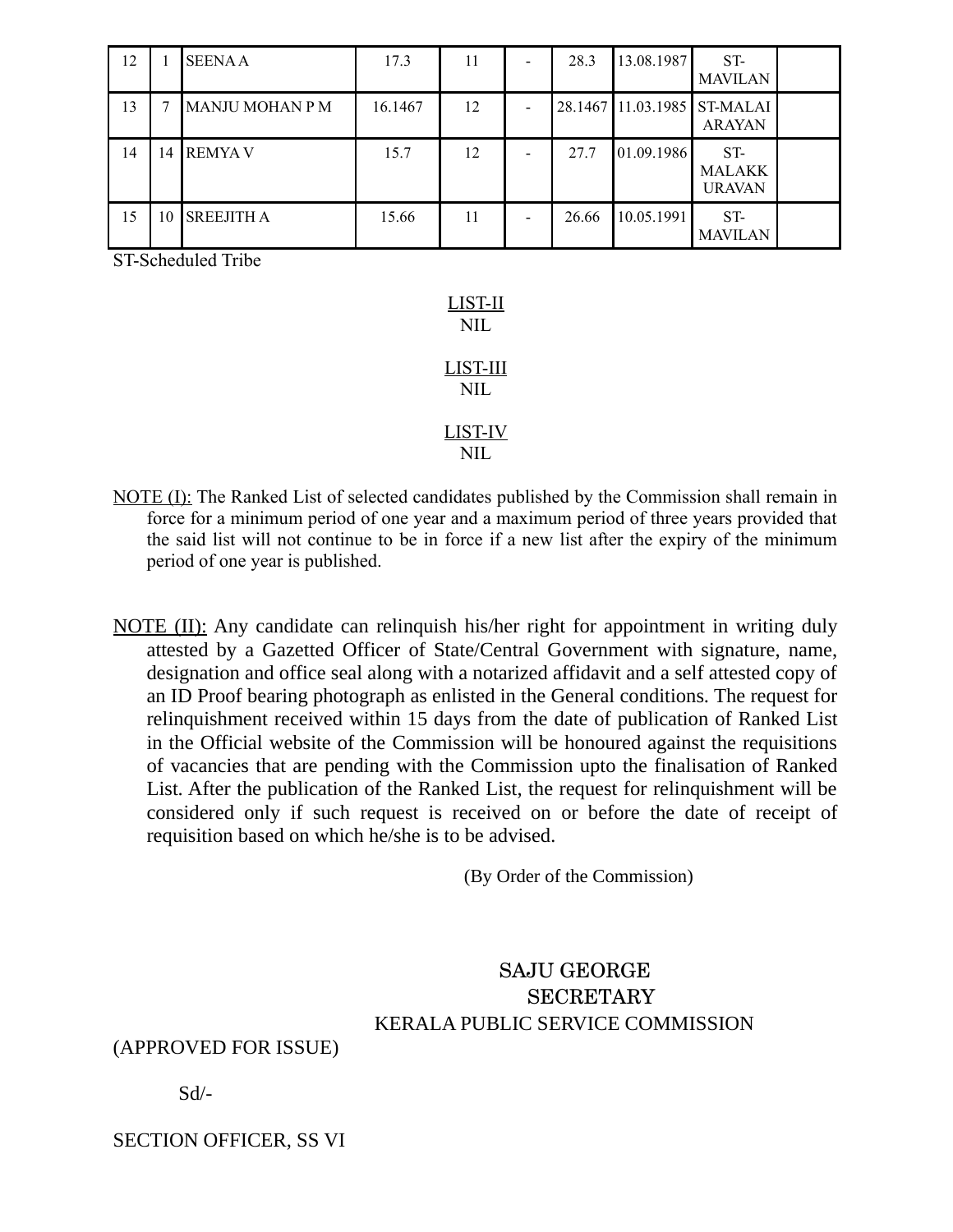| | | | | | | | | | |
|---|---|---|---|---|---|---|---|---|---|
| 12 | 1 | SEENA A | 17.3 | 11 | - | 28.3 | 13.08.1987 | ST-MAVILAN | |
| 13 | 7 | MANJU MOHAN P M | 16.1467 | 12 | - | 28.1467 | 11.03.1985 | ST-MALAI ARAYAN | |
| 14 | 14 | REMYA V | 15.7 | 12 | - | 27.7 | 01.09.1986 | ST-MALAKK URAVAN | |
| 15 | 10 | SREEJITH A | 15.66 | 11 | - | 26.66 | 10.05.1991 | ST-MAVILAN | |

ST-Scheduled Tribe

LIST-II
NIL

LIST-III
NIL

LIST-IV
NIL

NOTE (I): The Ranked List of selected candidates published by the Commission shall remain in force for a minimum period of one year and a maximum period of three years provided that the said list will not continue to be in force if a new list after the expiry of the minimum period of one year is published.

NOTE (II): Any candidate can relinquish his/her right for appointment in writing duly attested by a Gazetted Officer of State/Central Government with signature, name, designation and office seal along with a notarized affidavit and a self attested copy of an ID Proof bearing photograph as enlisted in the General conditions. The request for relinquishment received within 15 days from the date of publication of Ranked List in the Official website of the Commission will be honoured against the requisitions of vacancies that are pending with the Commission upto the finalisation of Ranked List. After the publication of the Ranked List, the request for relinquishment will be considered only if such request is received on or before the date of receipt of requisition based on which he/she is to be advised.

(By Order of the Commission)

SAJU GEORGE
SECRETARY
KERALA PUBLIC SERVICE COMMISSION

(APPROVED FOR ISSUE)

Sd/-

SECTION OFFICER, SS VI